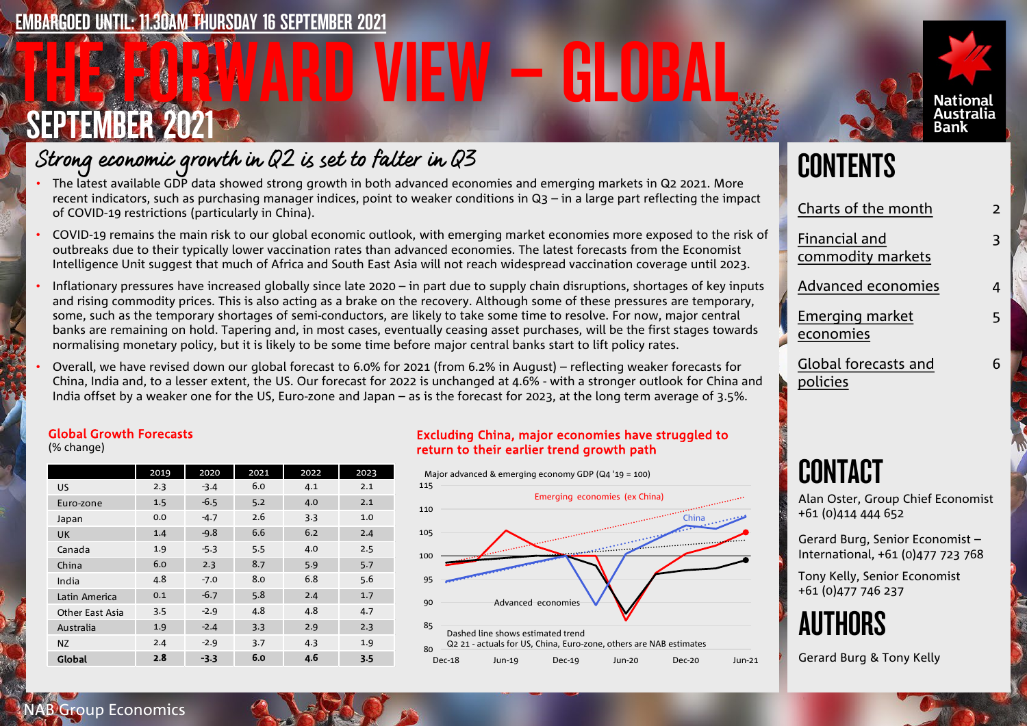EMBARGOED UNTIL: 11.30AM THURSDAY 16 SEPTEMBER 2021

# THE FORWARD VIEW – GLOBAL

## SEPTEMBER 2021

### Strong economic growth in Q2 is set to falter in Q3

- The latest available GDP data showed strong growth in both advanced economies and emerging markets in Q2 2021. More recent indicators, such as purchasing manager indices, point to weaker conditions in Q3 – in a large part reflecting the impact of COVID-19 restrictions (particularly in China).
- COVID-19 remains the main risk to our global economic outlook, with emerging market economies more exposed to the risk of outbreaks due to their typically lower vaccination rates than advanced economies. The latest forecasts from the Economist Intelligence Unit suggest that much of Africa and South East Asia will not reach widespread vaccination coverage until 2023.
- Inflationary pressures have increased globally since late 2020 – in part due to supply chain disruptions, shortages of key inputs and rising commodity prices. This is also acting as a brake on the recovery. Although some of these pressures are temporary, some, such as the temporary shortages of semi-conductors, are likely to take some time to resolve. For now, major central banks are remaining on hold. Tapering and, in most cases, eventually ceasing asset purchases, will be the first stages towards normalising monetary policy, but it is likely to be some time before major central banks start to lift policy rates.
- Overall, we have revised down our global forecast to 6.0% for 2021 (from 6.2% in August) – reflecting weaker forecasts for China, India and, to a lesser extent, the US. Our forecast for 2022 is unchanged at 4.6% - with a stronger outlook for China and India offset by a weaker one for the US, Euro-zone and Japan – as is the forecast for 2023, at the long term average of 3.5%.

**Global Growth Forecasts**
(% change)

| | 2019 | 2020 | 2021 | 2022 | 2023 |
|---|---|---|---|---|---|
| US | 2.3 | -3.4 | 6.0 | 4.1 | 2.1 |
| Euro-zone | 1.5 | -6.5 | 5.2 | 4.0 | 2.1 |
| Japan | 0.0 | -4.7 | 2.6 | 3.3 | 1.0 |
| UK | 1.4 | -9.8 | 6.6 | 6.2 | 2.4 |
| Canada | 1.9 | -5.3 | 5.5 | 4.0 | 2.5 |
| China | 6.0 | 2.3 | 8.7 | 5.9 | 5.7 |
| India | 4.8 | -7.0 | 8.0 | 6.8 | 5.6 |
| Latin America | 0.1 | -6.7 | 5.8 | 2.4 | 1.7 |
| Other East Asia | 3.5 | -2.9 | 4.8 | 4.8 | 4.7 |
| Australia | 1.9 | -2.4 | 3.3 | 2.9 | 2.3 |
| NZ | 2.4 | -2.9 | 3.7 | 4.3 | 1.9 |
| **Global** | **2.8** | **-3.3** | **6.0** | **4.6** | **3.5** |

**Excluding China, major economies have struggled to return to their earlier trend growth path**

Major advanced & emerging economy GDP (Q4 '19 = 100)

Dashed line shows estimated trend
Q2 21 - actuals for US, China, Euro-zone, others are NAB estimates

## CONTENTS

- Charts of the month — 2
- Financial and commodity markets — 3
- Advanced economies — 4
- Emerging market economies — 5
- Global forecasts and policies — 6

## CONTACT

Alan Oster, Group Chief Economist
+61 (0)414 444 652

Gerard Burg, Senior Economist – International, +61 (0)477 723 768

Tony Kelly, Senior Economist
+61 (0)477 746 237

## AUTHORS

Gerard Burg & Tony Kelly

NAB Group Economics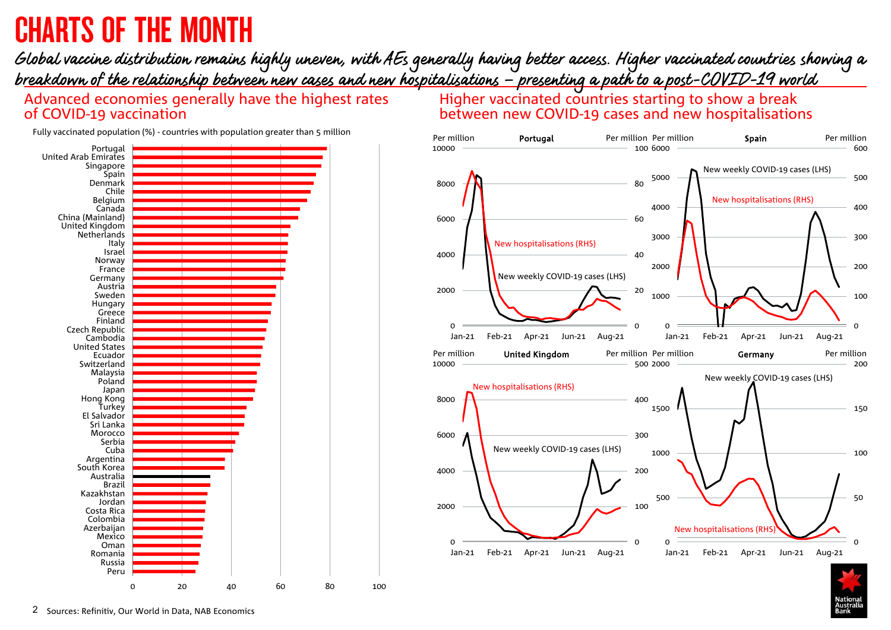# CHARTS OF THE MONTH

*Global vaccine distribution remains highly uneven, with AEs generally having better access. Higher vaccinated countries showing a breakdown of the relationship between new cases and new hospitalisations – presenting a path to a post-COVID-19 world*

## Advanced economies generally have the highest rates of COVID-19 vaccination

Fully vaccinated population (%) - countries with population greater than 5 million

Portugal, United Arab Emirates, Singapore, Spain, Denmark, Chile, Belgium, Canada, China (Mainland), United Kingdom, Netherlands, Italy, Israel, Norway, France, Germany, Austria, Sweden, Hungary, Greece, Finland, Czech Republic, Cambodia, United States, Ecuador, Switzerland, Malaysia, Poland, Japan, Hong Kong, Turkey, El Salvador, Sri Lanka, Morocco, Serbia, Cuba, Argentina, South Korea, Australia, Brazil, Kazakhstan, Jordan, Costa Rica, Colombia, Azerbaijan, Mexico, Oman, Romania, Russia, Peru

0 20 40 60 80 100

## Higher vaccinated countries starting to show a break between new COVID-19 cases and new hospitalisations

**Portugal** — Per million (LHS: 0–10000); Per million (RHS: 0–100); New weekly COVID-19 cases (LHS); New hospitalisations (RHS); Jan-21 to Aug-21

**Spain** — Per million (LHS: 0–6000); Per million (RHS: 0–600); New weekly COVID-19 cases (LHS); New hospitalisations (RHS); Jan-21 to Aug-21

**United Kingdom** — Per million (LHS: 0–10000); Per million (RHS: 0–500); New weekly COVID-19 cases (LHS); New hospitalisations (RHS); Jan-21 to Aug-21

**Germany** — Per million (LHS: 0–2000); Per million (RHS: 0–200); New weekly COVID-19 cases (LHS); New hospitalisations (RHS); Jan-21 to Aug-21

Sources: Refinitiv, Our World in Data, NAB Economics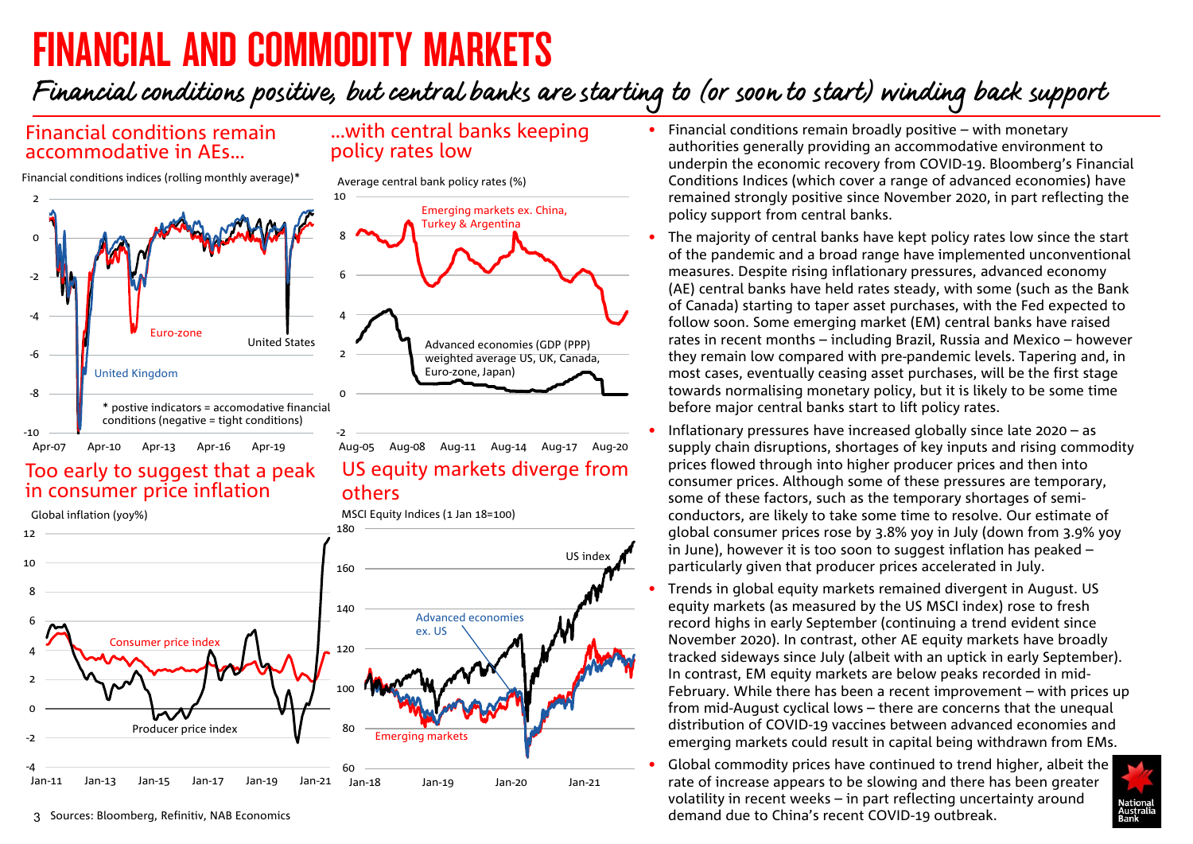# FINANCIAL AND COMMODITY MARKETS

*Financial conditions positive, but central banks are starting to (or soon to start) winding back support*

## Financial conditions remain accommodative in AEs…

Financial conditions indices (rolling monthly average)*

Euro-zone, United States, United Kingdom

\* postive indicators = accomodative financial conditions (negative = tight conditions)

## …with central banks keeping policy rates low

Average central bank policy rates (%)

Emerging markets ex. China, Turkey & Argentina

Advanced economies (GDP (PPP) weighted average US, UK, Canada, Euro-zone, Japan)

## Too early to suggest that a peak in consumer price inflation

Global inflation (yoy%)

Consumer price index, Producer price index

## US equity markets diverge from others

MSCI Equity Indices (1 Jan 18=100)

US index, Advanced economies ex. US, Emerging markets

- Financial conditions remain broadly positive – with monetary authorities generally providing an accommodative environment to underpin the economic recovery from COVID-19. Bloomberg's Financial Conditions Indices (which cover a range of advanced economies) have remained strongly positive since November 2020, in part reflecting the policy support from central banks.
- The majority of central banks have kept policy rates low since the start of the pandemic and a broad range have implemented unconventional measures. Despite rising inflationary pressures, advanced economy (AE) central banks have held rates steady, with some (such as the Bank of Canada) starting to taper asset purchases, with the Fed expected to follow soon. Some emerging market (EM) central banks have raised rates in recent months – including Brazil, Russia and Mexico – however they remain low compared with pre-pandemic levels. Tapering and, in most cases, eventually ceasing asset purchases, will be the first stage towards normalising monetary policy, but it is likely to be some time before major central banks start to lift policy rates.
- Inflationary pressures have increased globally since late 2020 – as supply chain disruptions, shortages of key inputs and rising commodity prices flowed through into higher producer prices and then into consumer prices. Although some of these pressures are temporary, some of these factors, such as the temporary shortages of semi-conductors, are likely to take some time to resolve. Our estimate of global consumer prices rose by 3.8% yoy in July (down from 3.9% yoy in June), however it is too soon to suggest inflation has peaked – particularly given that producer prices accelerated in July.
- Trends in global equity markets remained divergent in August. US equity markets (as measured by the US MSCI index) rose to fresh record highs in early September (continuing a trend evident since November 2020). In contrast, other AE equity markets have broadly tracked sideways since July (albeit with an uptick in early September). In contrast, EM equity markets are below peaks recorded in mid-February. While there has been a recent improvement – with prices up from mid-August cyclical lows – there are concerns that the unequal distribution of COVID-19 vaccines between advanced economies and emerging markets could result in capital being withdrawn from EMs.
- Global commodity prices have continued to trend higher, albeit the rate of increase appears to be slowing and there has been greater volatility in recent weeks – in part reflecting uncertainty around demand due to China's recent COVID-19 outbreak.

Sources: Bloomberg, Refinitiv, NAB Economics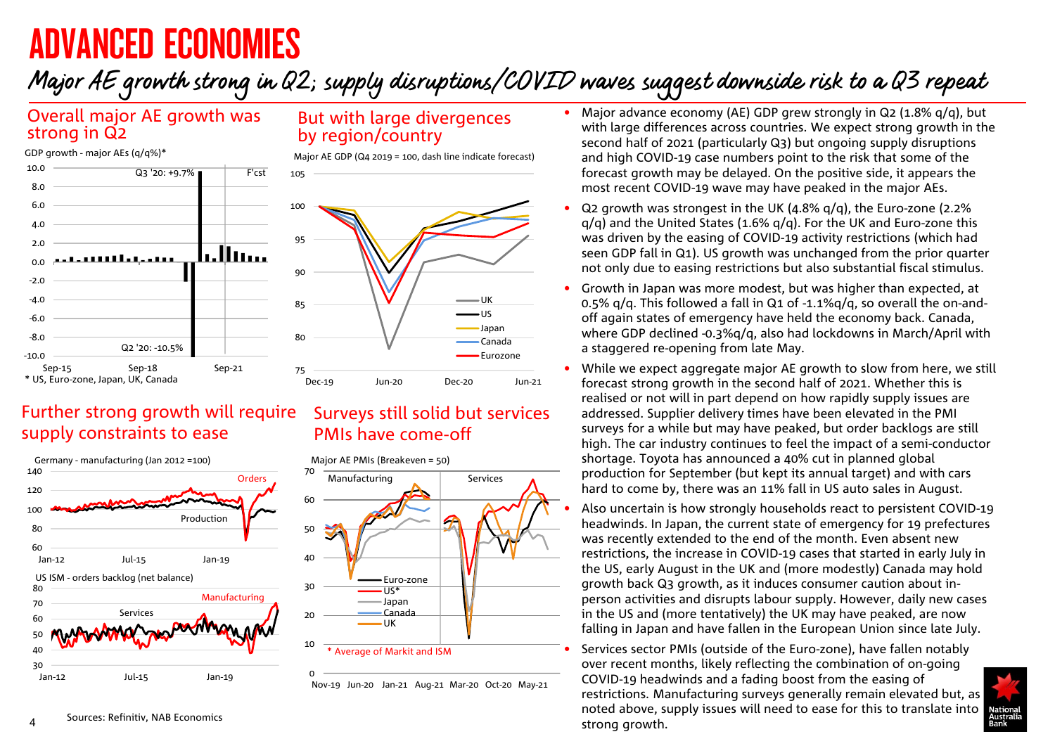# ADVANCED ECONOMIES

## Major AE growth strong in Q2; supply disruptions/COVID waves suggest downside risk to a Q3 repeat

### Overall major AE growth was strong in Q2

GDP growth - major AEs (q/q%)*

Q3 '20: +9.7%

Q2 '20: -10.5%

F'cst

* US, Euro-zone, Japan, UK, Canada

### But with large divergences by region/country

Major AE GDP (Q4 2019 = 100, dash line indicate forecast)

UK, US, Japan, Canada, Eurozone

### Further strong growth will require supply constraints to ease

Germany - manufacturing (Jan 2012 =100)

Orders, Production

US ISM - orders backlog (net balance)

Manufacturing, Services

### Surveys still solid but services PMIs have come-off

Major AE PMIs (Breakeven = 50)

Manufacturing, Services

Euro-zone, US*, Japan, Canada, UK

* Average of Markit and ISM

- Major advance economy (AE) GDP grew strongly in Q2 (1.8% q/q), but with large differences across countries. We expect strong growth in the second half of 2021 (particularly Q3) but ongoing supply disruptions and high COVID-19 case numbers point to the risk that some of the forecast growth may be delayed. On the positive side, it appears the most recent COVID-19 wave may have peaked in the major AEs.
- Q2 growth was strongest in the UK (4.8% q/q), the Euro-zone (2.2% q/q) and the United States (1.6% q/q). For the UK and Euro-zone this was driven by the easing of COVID-19 activity restrictions (which had seen GDP fall in Q1). US growth was unchanged from the prior quarter not only due to easing restrictions but also substantial fiscal stimulus.
- Growth in Japan was more modest, but was higher than expected, at 0.5% q/q. This followed a fall in Q1 of -1.1%q/q, so overall the on-and-off again states of emergency have held the economy back. Canada, where GDP declined -0.3%q/q, also had lockdowns in March/April with a staggered re-opening from late May.
- While we expect aggregate major AE growth to slow from here, we still forecast strong growth in the second half of 2021. Whether this is realised or not will in part depend on how rapidly supply issues are addressed. Supplier delivery times have been elevated in the PMI surveys for a while but may have peaked, but order backlogs are still high. The car industry continues to feel the impact of a semi-conductor shortage. Toyota has announced a 40% cut in planned global production for September (but kept its annual target) and with cars hard to come by, there was an 11% fall in US auto sales in August.
- Also uncertain is how strongly households react to persistent COVID-19 headwinds. In Japan, the current state of emergency for 19 prefectures was recently extended to the end of the month. Even absent new restrictions, the increase in COVID-19 cases that started in early July in the US, early August in the UK and (more modestly) Canada may hold growth back Q3 growth, as it induces consumer caution about in-person activities and disrupts labour supply. However, daily new cases in the US and (more tentatively) the UK may have peaked, are now falling in Japan and have fallen in the European Union since late July.
- Services sector PMIs (outside of the Euro-zone), have fallen notably over recent months, likely reflecting the combination of on-going COVID-19 headwinds and a fading boost from the easing of restrictions. Manufacturing surveys generally remain elevated but, as noted above, supply issues will need to ease for this to translate into strong growth.

Sources: Refinitiv, NAB Economics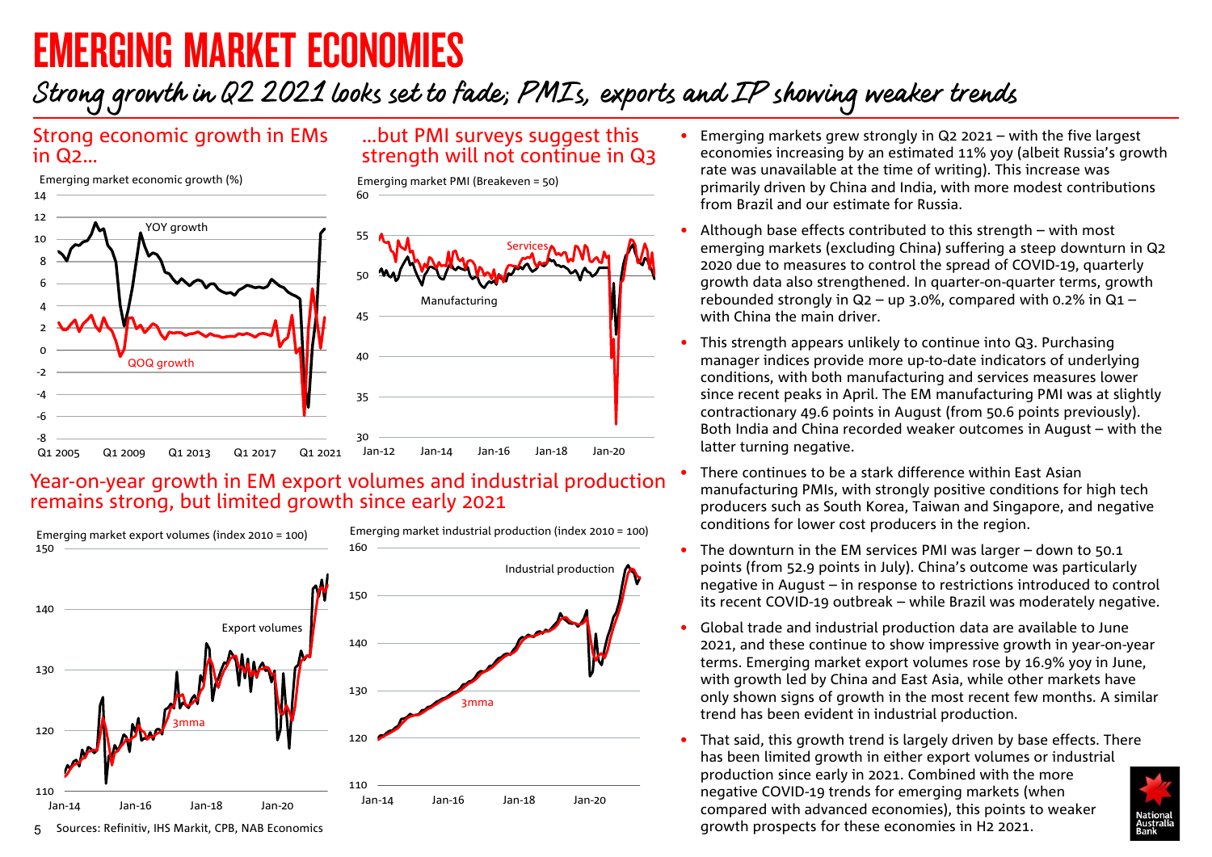# EMERGING MARKET ECONOMIES

## Strong growth in Q2 2021 looks set to fade; PMIs, exports and IP showing weaker trends

### Strong economic growth in EMs in Q2…

Emerging market economic growth (%)

### …but PMI surveys suggest this strength will not continue in Q3

Emerging market PMI (Breakeven = 50)

### Year-on-year growth in EM export volumes and industrial production remains strong, but limited growth since early 2021

Emerging market export volumes (index 2010 = 100)

Emerging market industrial production (index 2010 = 100)

Sources: Refinitiv, IHS Markit, CPB, NAB Economics

- Emerging markets grew strongly in Q2 2021 – with the five largest economies increasing by an estimated 11% yoy (albeit Russia's growth rate was unavailable at the time of writing). This increase was primarily driven by China and India, with more modest contributions from Brazil and our estimate for Russia.
- Although base effects contributed to this strength – with most emerging markets (excluding China) suffering a steep downturn in Q2 2020 due to measures to control the spread of COVID-19, quarterly growth data also strengthened. In quarter-on-quarter terms, growth rebounded strongly in Q2 – up 3.0%, compared with 0.2% in Q1 – with China the main driver.
- This strength appears unlikely to continue into Q3. Purchasing manager indices provide more up-to-date indicators of underlying conditions, with both manufacturing and services measures lower since recent peaks in April. The EM manufacturing PMI was at slightly contractionary 49.6 points in August (from 50.6 points previously). Both India and China recorded weaker outcomes in August – with the latter turning negative.
- There continues to be a stark difference within East Asian manufacturing PMIs, with strongly positive conditions for high tech producers such as South Korea, Taiwan and Singapore, and negative conditions for lower cost producers in the region.
- The downturn in the EM services PMI was larger – down to 50.1 points (from 52.9 points in July). China's outcome was particularly negative in August – in response to restrictions introduced to control its recent COVID-19 outbreak – while Brazil was moderately negative.
- Global trade and industrial production data are available to June 2021, and these continue to show impressive growth in year-on-year terms. Emerging market export volumes rose by 16.9% yoy in June, with growth led by China and East Asia, while other markets have only shown signs of growth in the most recent few months. A similar trend has been evident in industrial production.
- That said, this growth trend is largely driven by base effects. There has been limited growth in either export volumes or industrial production since early in 2021. Combined with the more negative COVID-19 trends for emerging markets (when compared with advanced economies), this points to weaker growth prospects for these economies in H2 2021.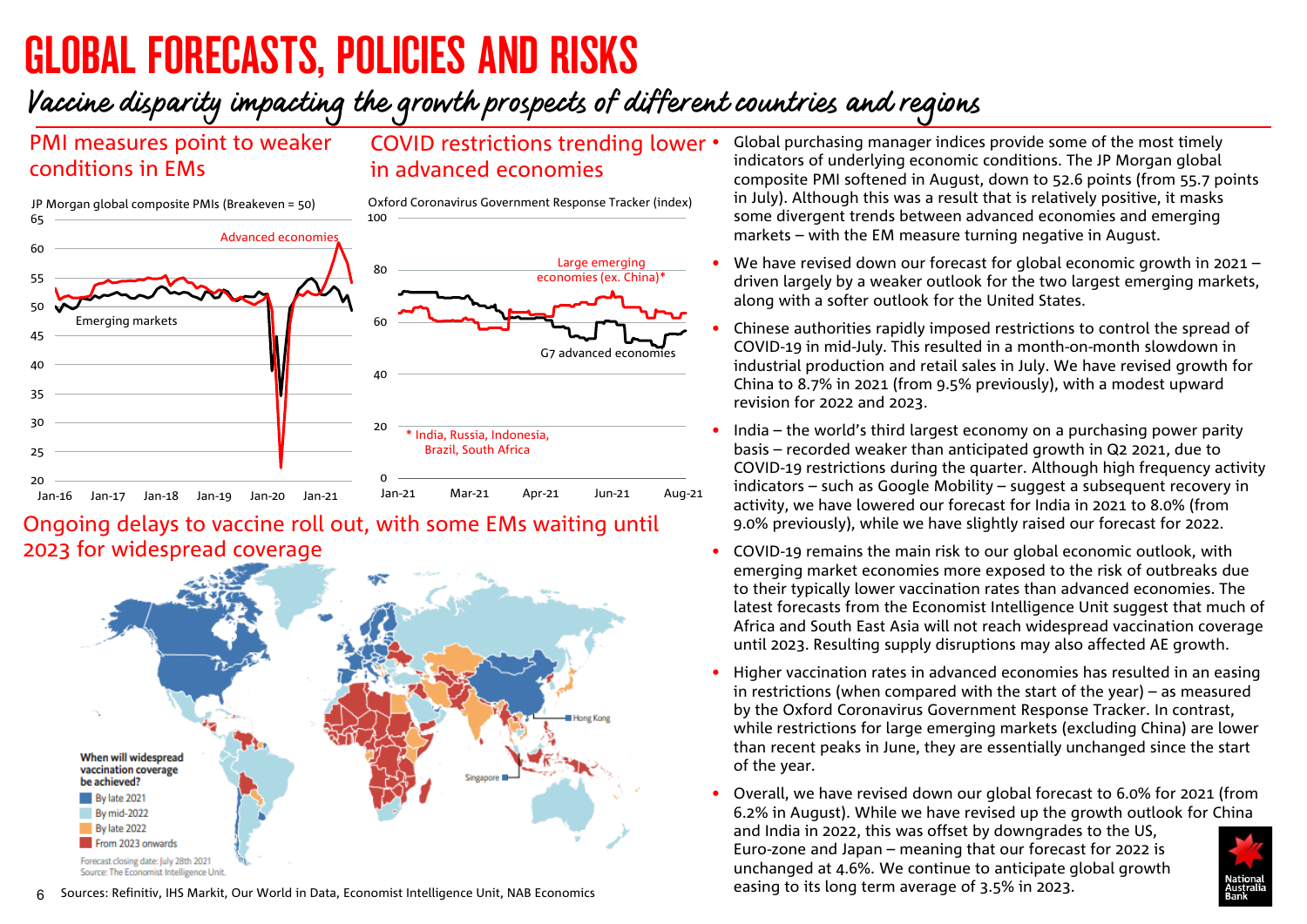# GLOBAL FORECASTS, POLICIES AND RISKS

## Vaccine disparity impacting the growth prospects of different countries and regions

### PMI measures point to weaker conditions in EMs

JP Morgan global composite PMIs (Breakeven = 50)

### COVID restrictions trending lower in advanced economies

Oxford Coronavirus Government Response Tracker (index)

\* India, Russia, Indonesia, Brazil, South Africa

### Ongoing delays to vaccine roll out, with some EMs waiting until 2023 for widespread coverage

When will widespread vaccination coverage be achieved?

- By late 2021
- By mid-2022
- By late 2022
- From 2023 onwards

Forecast closing date: July 28th 2021
Source: The Economist Intelligence Unit.

- Global purchasing manager indices provide some of the most timely indicators of underlying economic conditions. The JP Morgan global composite PMI softened in August, down to 52.6 points (from 55.7 points in July). Although this was a result that is relatively positive, it masks some divergent trends between advanced economies and emerging markets – with the EM measure turning negative in August.
- We have revised down our forecast for global economic growth in 2021 – driven largely by a weaker outlook for the two largest emerging markets, along with a softer outlook for the United States.
- Chinese authorities rapidly imposed restrictions to control the spread of COVID-19 in mid-July. This resulted in a month-on-month slowdown in industrial production and retail sales in July. We have revised growth for China to 8.7% in 2021 (from 9.5% previously), with a modest upward revision for 2022 and 2023.
- India – the world's third largest economy on a purchasing power parity basis – recorded weaker than anticipated growth in Q2 2021, due to COVID-19 restrictions during the quarter. Although high frequency activity indicators – such as Google Mobility – suggest a subsequent recovery in activity, we have lowered our forecast for India in 2021 to 8.0% (from 9.0% previously), while we have slightly raised our forecast for 2022.
- COVID-19 remains the main risk to our global economic outlook, with emerging market economies more exposed to the risk of outbreaks due to their typically lower vaccination rates than advanced economies. The latest forecasts from the Economist Intelligence Unit suggest that much of Africa and South East Asia will not reach widespread vaccination coverage until 2023. Resulting supply disruptions may also affected AE growth.
- Higher vaccination rates in advanced economies has resulted in an easing in restrictions (when compared with the start of the year) – as measured by the Oxford Coronavirus Government Response Tracker. In contrast, while restrictions for large emerging markets (excluding China) are lower than recent peaks in June, they are essentially unchanged since the start of the year.
- Overall, we have revised down our global forecast to 6.0% for 2021 (from 6.2% in August). While we have revised up the growth outlook for China and India in 2022, this was offset by downgrades to the US, Euro-zone and Japan – meaning that our forecast for 2022 is unchanged at 4.6%. We continue to anticipate global growth easing to its long term average of 3.5% in 2023.

Sources: Refinitiv, IHS Markit, Our World in Data, Economist Intelligence Unit, NAB Economics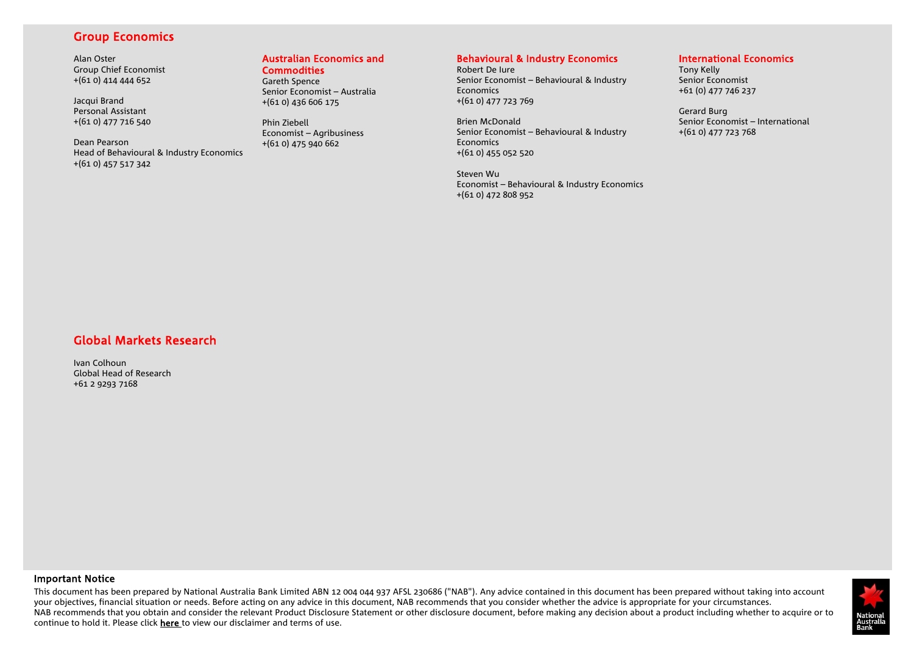## Group Economics

Alan Oster
Group Chief Economist
+(61 0) 414 444 652

Jacqui Brand
Personal Assistant
+(61 0) 477 716 540

Dean Pearson
Head of Behavioural & Industry Economics
+(61 0) 457 517 342

### Australian Economics and Commodities

Gareth Spence
Senior Economist – Australia
+(61 0) 436 606 175

Phin Ziebell
Economist – Agribusiness
+(61 0) 475 940 662

### Behavioural & Industry Economics

Robert De Iure
Senior Economist – Behavioural & Industry Economics
+(61 0) 477 723 769

Brien McDonald
Senior Economist – Behavioural & Industry Economics
+(61 0) 455 052 520

Steven Wu
Economist – Behavioural & Industry Economics
+(61 0) 472 808 952

### International Economics

Tony Kelly
Senior Economist
+61 (0) 477 746 237

Gerard Burg
Senior Economist – International
+(61 0) 477 723 768

## Global Markets Research

Ivan Colhoun
Global Head of Research
+61 2 9293 7168

**Important Notice**

This document has been prepared by National Australia Bank Limited ABN 12 004 044 937 AFSL 230686 ("NAB"). Any advice contained in this document has been prepared without taking into account your objectives, financial situation or needs. Before acting on any advice in this document, NAB recommends that you consider whether the advice is appropriate for your circumstances. NAB recommends that you obtain and consider the relevant Product Disclosure Statement or other disclosure document, before making any decision about a product including whether to acquire or to continue to hold it. Please click **here** to view our disclaimer and terms of use.